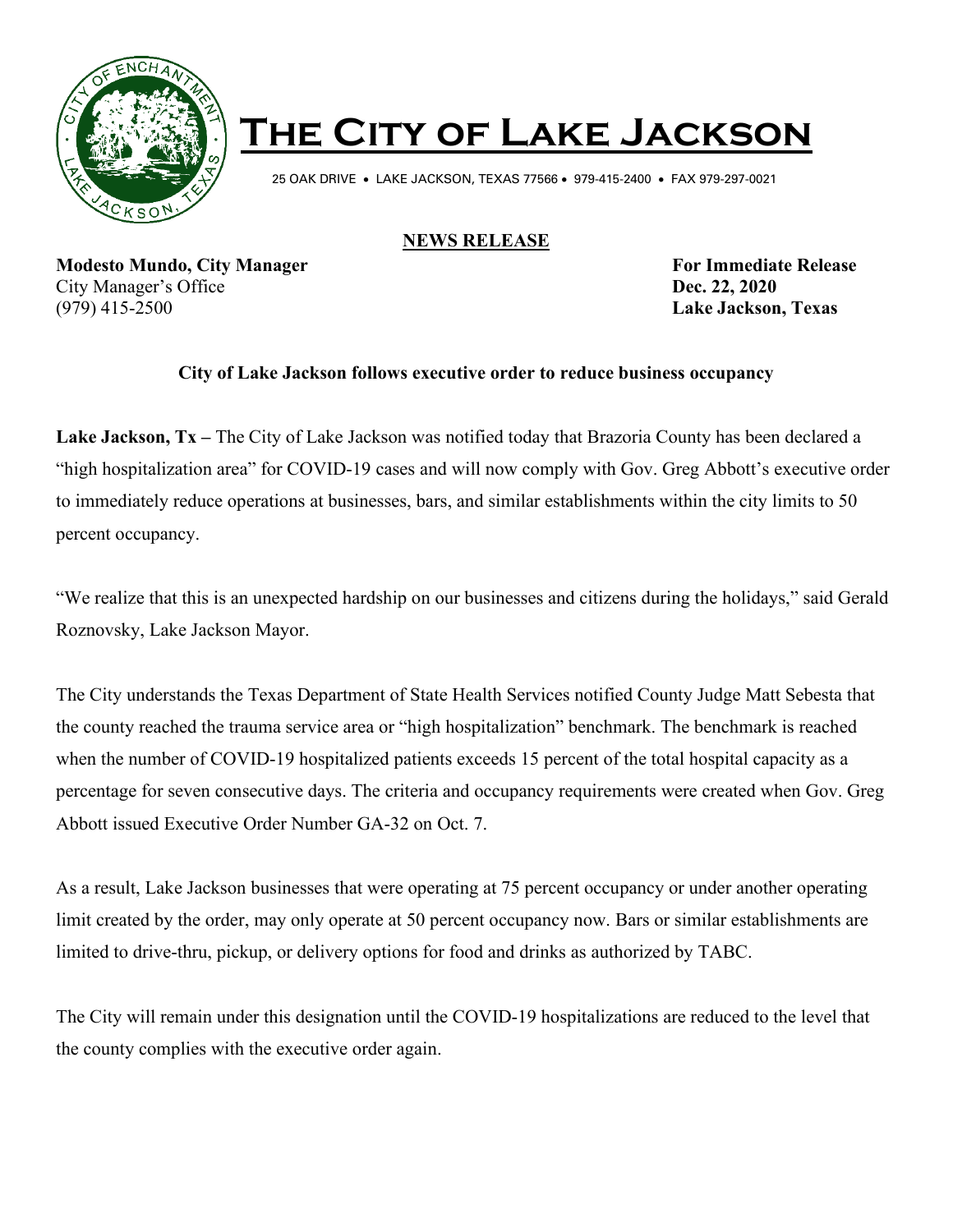# The City of Lake Jackson

25 OAK DRIVE • LAKE JACKSON, TEXAS 77566 • 979-415-2400 • FAX 979-297-0021

**NEWS RELEASE**

**Modesto Mundo, City Manager**
City Manager's Office
(979) 415-2500

**For Immediate Release**
**Dec. 22, 2020**
**Lake Jackson, Texas**

**City of Lake Jackson follows executive order to reduce business occupancy**

**Lake Jackson, Tx –** The City of Lake Jackson was notified today that Brazoria County has been declared a "high hospitalization area" for COVID-19 cases and will now comply with Gov. Greg Abbott's executive order to immediately reduce operations at businesses, bars, and similar establishments within the city limits to 50 percent occupancy.

"We realize that this is an unexpected hardship on our businesses and citizens during the holidays," said Gerald Roznovsky, Lake Jackson Mayor.

The City understands the Texas Department of State Health Services notified County Judge Matt Sebesta that the county reached the trauma service area or "high hospitalization" benchmark. The benchmark is reached when the number of COVID-19 hospitalized patients exceeds 15 percent of the total hospital capacity as a percentage for seven consecutive days. The criteria and occupancy requirements were created when Gov. Greg Abbott issued Executive Order Number GA-32 on Oct. 7.

As a result, Lake Jackson businesses that were operating at 75 percent occupancy or under another operating limit created by the order, may only operate at 50 percent occupancy now. Bars or similar establishments are limited to drive-thru, pickup, or delivery options for food and drinks as authorized by TABC.

The City will remain under this designation until the COVID-19 hospitalizations are reduced to the level that the county complies with the executive order again.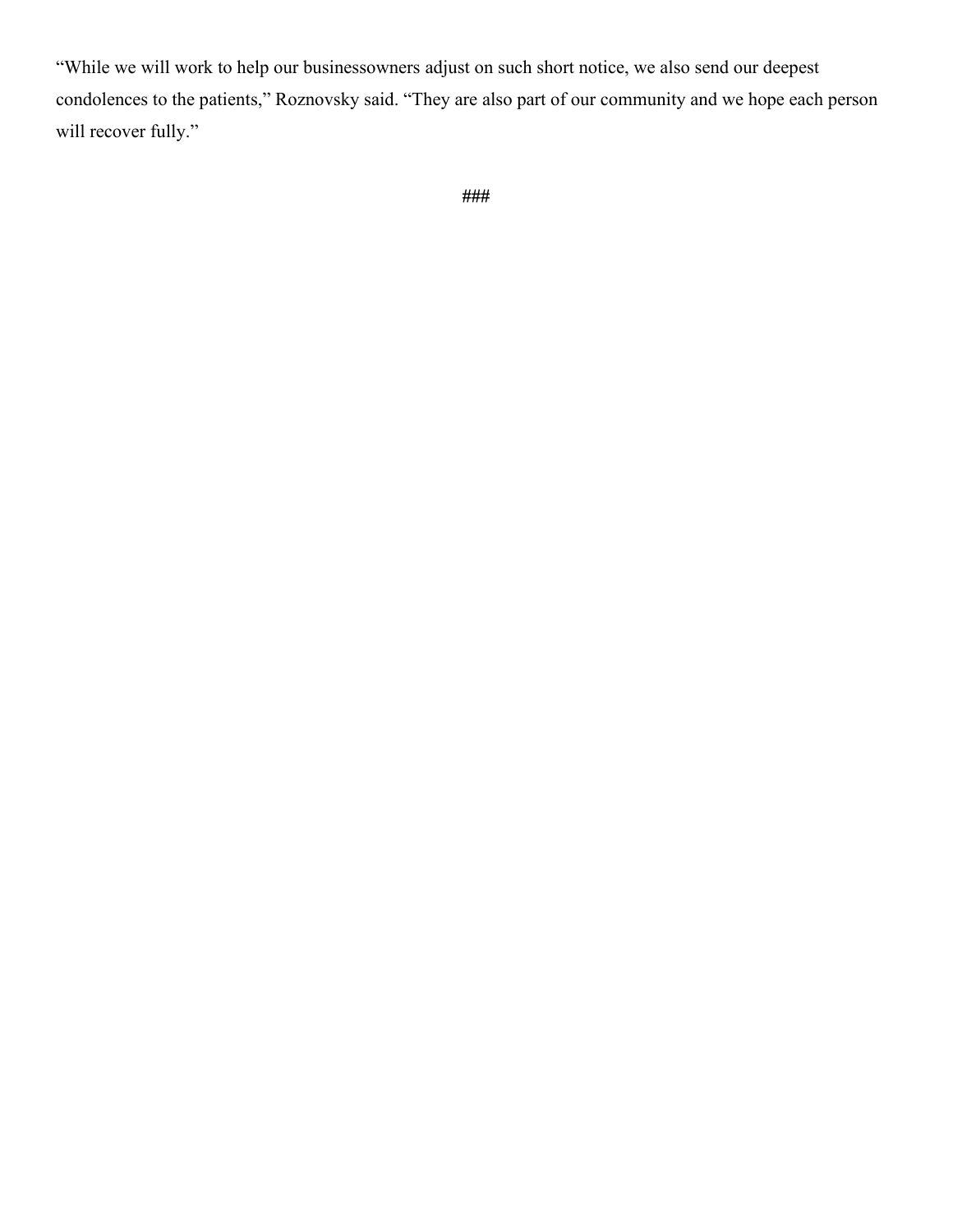"While we will work to help our businessowners adjust on such short notice, we also send our deepest condolences to the patients," Roznovsky said. "They are also part of our community and we hope each person will recover fully."

###